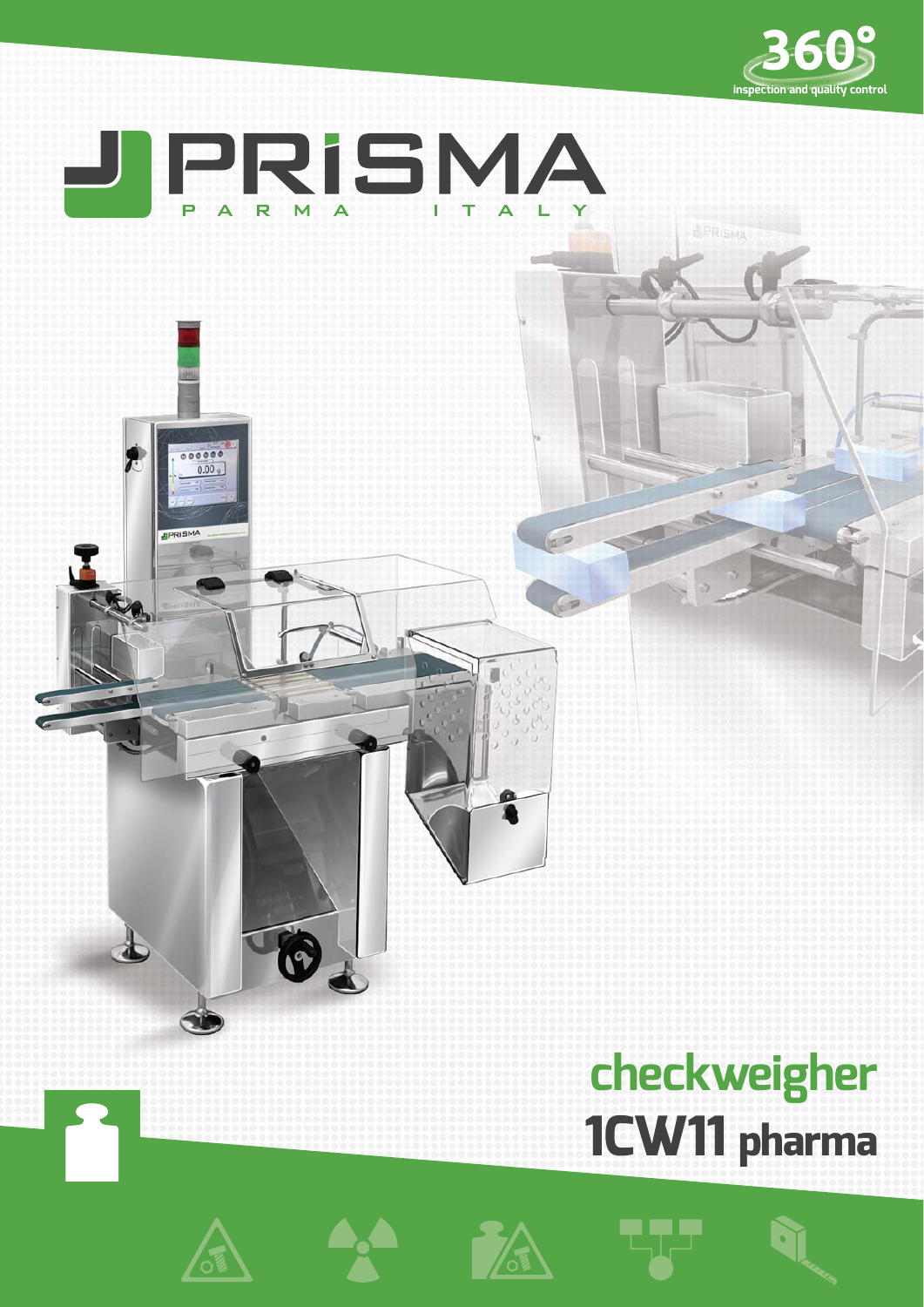360° inspection and quality control

PRISMA
PARMA ITALY

# checkweigher
# 1CW11 pharma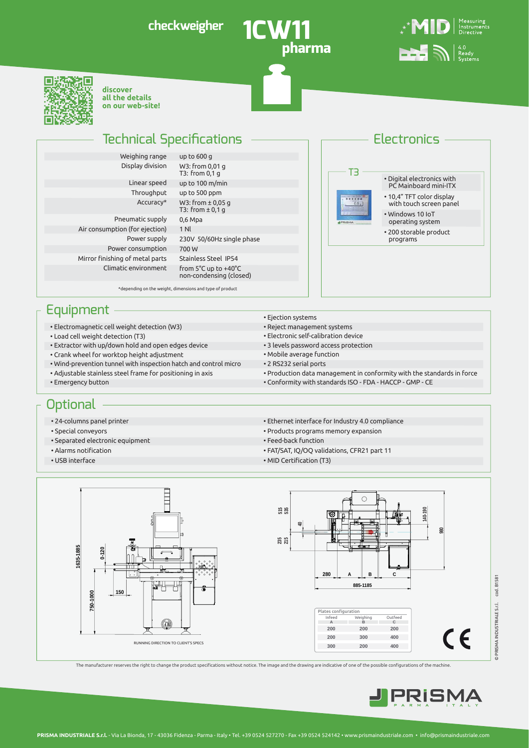# checkweigher 1CW11 pharma

Measuring Instruments Directive

4.0 Ready Systems

**discover all the details on our web-site!**

## Technical Specifications

| | |
|---|---|
| Weighing range | up to 600 g |
| Display division | W3: from 0,01 g<br>T3: from 0,1 g |
| Linear speed | up to 100 m/min |
| Throughput | up to 500 ppm |
| Accuracy* | W3: from ± 0,05 g<br>T3: from ± 0,1 g |
| Pneumatic supply | 0,6 Mpa |
| Air consumption (for ejection) | 1 Nl |
| Power supply | 230V 50/60Hz single phase |
| Power consumption | 700 W |
| Mirror finishing of metal parts | Stainless Steel IP54 |
| Climatic environment | from 5°C up to +40°C<br>non-condensing (closed) |

*depending on the weight, dimensions and type of product

## Electronics

T3

- Digital electronics with PC Mainboard mini-ITX
- 10,4" TFT color display with touch screen panel
- Windows 10 IoT operating system
- 200 storable product programs

## Equipment

- Electromagnetic cell weight detection (W3)
- Load cell weight detection (T3)
- Extractor with up/down hold and open edges device
- Crank wheel for worktop height adjustment
- Wind-prevention tunnel with inspection hatch and control micro
- Adjustable stainless steel frame for positioning in axis
- Emergency button
- Ejection systems
- Reject management systems
- Electronic self-calibration device
- 3 levels password access protection
- Mobile average function
- 2 RS232 serial ports
- Production data management in conformity with the standards in force
- Conformity with standards ISO - FDA - HACCP - GMP - CE

## Optional

- 24-columns panel printer
- Special conveyors
- Separated electronic equipment
- Alarms notification
- USB interface
- Ethernet interface for Industry 4.0 compliance
- Products programs memory expansion
- Feed-back function
- FAT/SAT, IQ/OQ validations, CFR21 part 11
- MID Certification (T3)

1635-1885
0-120
150
750-1000
RUNNING DIRECTION TO CLIENT'S SPECS

515
535
40
235
215
140-190
980
280
A
B
C
885-1185

Plates configuration

| Infeed A | Weighing B | Outfeed C |
|---|---|---|
| 200 | 200 | 200 |
| 200 | 300 | 400 |
| 300 | 200 | 400 |

CE

© PRISMA INDUSTRIALE S.r.l. cod. B1581

The manufacturer reserves the right to change the product specifications without notice. The image and the drawing are indicative of one of the possible configurations of the machine.

PRISMA PARMA ITALY

**PRISMA INDUSTRIALE S.r.l.** - Via La Bionda, 17 - 43036 Fidenza - Parma - Italy • Tel. +39 0524 527270 - Fax +39 0524 524142 • www.prismaindustriale.com • info@prismaindustriale.com